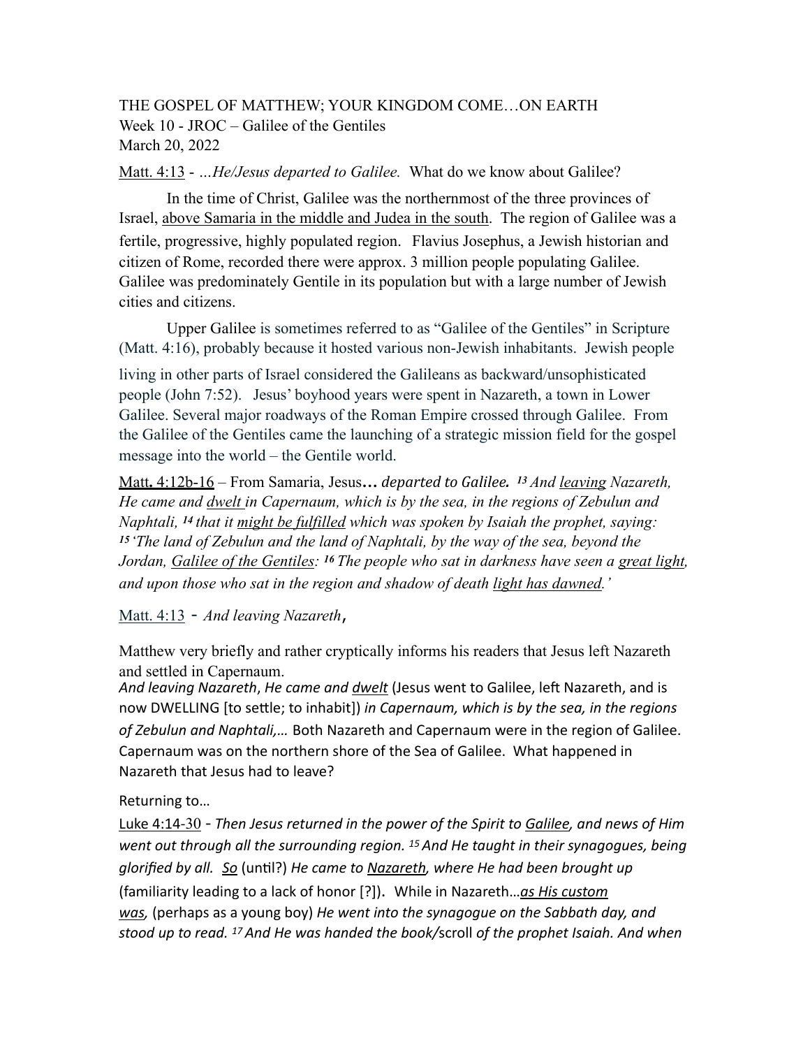THE GOSPEL OF MATTHEW; YOUR KINGDOM COME…ON EARTH
Week 10 - JROC – Galilee of the Gentiles
March 20, 2022

Matt. 4:13 - *…He/Jesus departed to Galilee.* What do we know about Galilee?

In the time of Christ, Galilee was the northernmost of the three provinces of Israel, above Samaria in the middle and Judea in the south. The region of Galilee was a fertile, progressive, highly populated region. Flavius Josephus, a Jewish historian and citizen of Rome, recorded there were approx. 3 million people populating Galilee. Galilee was predominately Gentile in its population but with a large number of Jewish cities and citizens.

Upper Galilee is sometimes referred to as "Galilee of the Gentiles" in Scripture (Matt. 4:16), probably because it hosted various non-Jewish inhabitants. Jewish people living in other parts of Israel considered the Galileans as backward/unsophisticated people (John 7:52). Jesus' boyhood years were spent in Nazareth, a town in Lower Galilee. Several major roadways of the Roman Empire crossed through Galilee. From the Galilee of the Gentiles came the launching of a strategic mission field for the gospel message into the world – the Gentile world.

Matt**.** 4:12b-16 – From Samaria, Jesus*… departed to Galilee.* ***13*** *And leaving Nazareth, He came and dwelt in Capernaum, which is by the sea, in the regions of Zebulun and Naphtali,* ***14*** *that it might be fulfilled which was spoken by Isaiah the prophet, saying:* ***15*** *'The land of Zebulun and the land of Naphtali, by the way of the sea, beyond the Jordan, Galilee of the Gentiles:* ***16*** *The people who sat in darkness have seen a great light, and upon those who sat in the region and shadow of death light has dawned.'*

Matt. 4:13 - *And leaving Nazareth*,

Matthew very briefly and rather cryptically informs his readers that Jesus left Nazareth and settled in Capernaum.
*And leaving Nazareth*, *He came and dwelt* (Jesus went to Galilee, left Nazareth, and is now DWELLING [to settle; to inhabit]) *in Capernaum, which is by the sea, in the regions of Zebulun and Naphtali,…* Both Nazareth and Capernaum were in the region of Galilee. Capernaum was on the northern shore of the Sea of Galilee. What happened in Nazareth that Jesus had to leave?

Returning to…

Luke 4:14-30 - *Then Jesus returned in the power of the Spirit to Galilee, and news of Him went out through all the surrounding region.* *15 And He taught in their synagogues, being glorified by all. So* (until?) *He came to Nazareth, where He had been brought up* (familiarity leading to a lack of honor [?]). While in Nazareth…*as His custom was,* (perhaps as a young boy) *He went into the synagogue on the Sabbath day, and stood up to read.* *17 And He was handed the book/*scroll *of the prophet Isaiah. And when*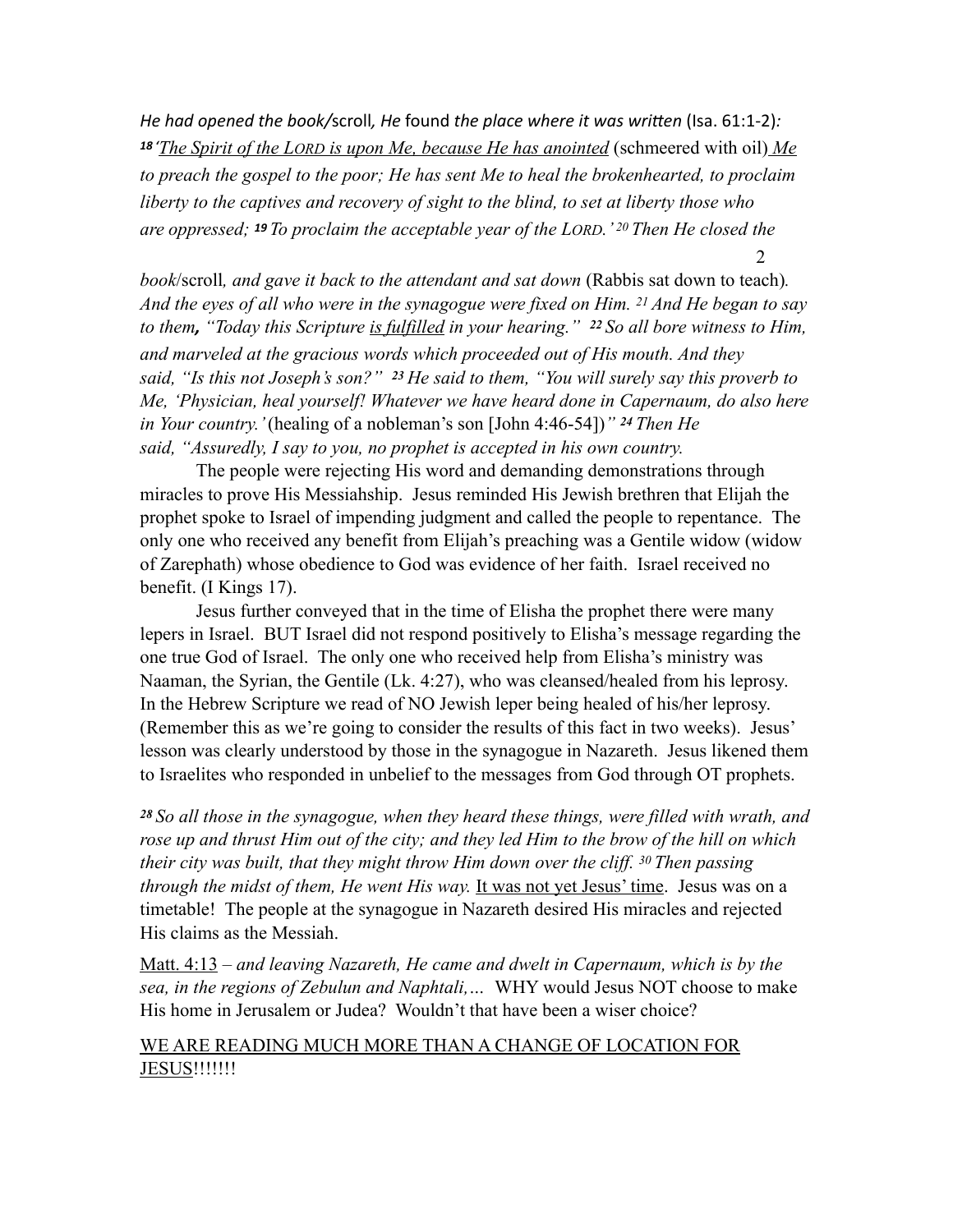*He had opened the book/*scroll*, He* found *the place where it was written* (Isa. 61:1-2)*:* ***18*** *'The Spirit of the LORD is upon Me, because He has anointed* (schmeered with oil) *Me to preach the gospel to the poor; He has sent Me to heal the brokenhearted, to proclaim liberty to the captives and recovery of sight to the blind, to set at liberty those who are oppressed;* ***19*** *To proclaim the acceptable year of the LORD.' 20 Then He closed the book*/scroll*, and gave it back to the attendant and sat down* (Rabbis sat down to teach)*. And the eyes of all who were in the synagogue were fixed on Him. 21 And He began to say to them, "Today this Scripture is fulfilled in your hearing." 22 So all bore witness to Him, and marveled at the gracious words which proceeded out of His mouth. And they said, "Is this not Joseph's son?" 23 He said to them, "You will surely say this proverb to Me, 'Physician, heal yourself! Whatever we have heard done in Capernaum, do also here in Your country.'* (healing of a nobleman's son [John 4:46-54])*" 24 Then He said, "Assuredly, I say to you, no prophet is accepted in his own country.*

The people were rejecting His word and demanding demonstrations through miracles to prove His Messiahship. Jesus reminded His Jewish brethren that Elijah the prophet spoke to Israel of impending judgment and called the people to repentance. The only one who received any benefit from Elijah's preaching was a Gentile widow (widow of Zarephath) whose obedience to God was evidence of her faith. Israel received no benefit. (I Kings 17).

Jesus further conveyed that in the time of Elisha the prophet there were many lepers in Israel. BUT Israel did not respond positively to Elisha's message regarding the one true God of Israel. The only one who received help from Elisha's ministry was Naaman, the Syrian, the Gentile (Lk. 4:27), who was cleansed/healed from his leprosy. In the Hebrew Scripture we read of NO Jewish leper being healed of his/her leprosy. (Remember this as we're going to consider the results of this fact in two weeks). Jesus' lesson was clearly understood by those in the synagogue in Nazareth. Jesus likened them to Israelites who responded in unbelief to the messages from God through OT prophets.

***28*** *So all those in the synagogue, when they heard these things, were filled with wrath, and rose up and thrust Him out of the city; and they led Him to the brow of the hill on which their city was built, that they might throw Him down over the cliff. 30 Then passing through the midst of them, He went His way.* It was not yet Jesus' time. Jesus was on a timetable! The people at the synagogue in Nazareth desired His miracles and rejected His claims as the Messiah.

Matt. 4:13 – *and leaving Nazareth, He came and dwelt in Capernaum, which is by the sea, in the regions of Zebulun and Naphtali,…* WHY would Jesus NOT choose to make His home in Jerusalem or Judea? Wouldn't that have been a wiser choice?

WE ARE READING MUCH MORE THAN A CHANGE OF LOCATION FOR JESUS!!!!!!!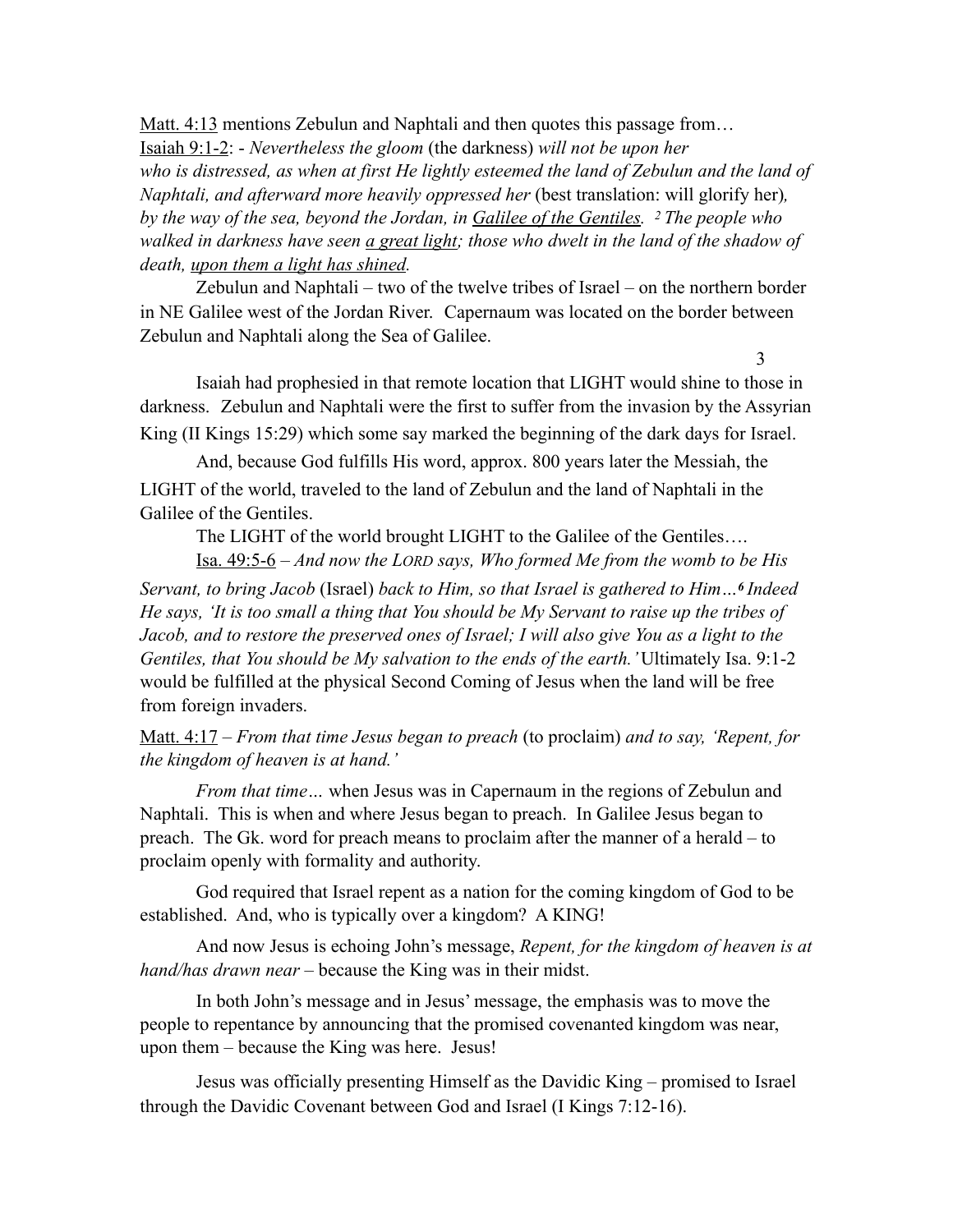Matt. 4:13 mentions Zebulun and Naphtali and then quotes this passage from…
Isaiah 9:1-2: - *Nevertheless the gloom* (the darkness) *will not be upon her who is distressed, as when at first He lightly esteemed the land of Zebulun and the land of Naphtali, and afterward more heavily oppressed her* (best translation: will glorify her)*, by the way of the sea, beyond the Jordan, in Galilee of the Gentiles. [2] The people who walked in darkness have seen a great light; those who dwelt in the land of the shadow of death, upon them a light has shined.*

Zebulun and Naphtali – two of the twelve tribes of Israel – on the northern border in NE Galilee west of the Jordan River. Capernaum was located on the border between Zebulun and Naphtali along the Sea of Galilee.

Isaiah had prophesied in that remote location that LIGHT would shine to those in darkness. Zebulun and Naphtali were the first to suffer from the invasion by the Assyrian King (II Kings 15:29) which some say marked the beginning of the dark days for Israel.

And, because God fulfills His word, approx. 800 years later the Messiah, the LIGHT of the world, traveled to the land of Zebulun and the land of Naphtali in the Galilee of the Gentiles.

The LIGHT of the world brought LIGHT to the Galilee of the Gentiles….

Isa. 49:5-6 – *And now the LORD says, Who formed Me from the womb to be His Servant, to bring Jacob* (Israel) *back to Him, so that Israel is gathered to Him…[6] Indeed He says, 'It is too small a thing that You should be My Servant to raise up the tribes of Jacob, and to restore the preserved ones of Israel; I will also give You as a light to the Gentiles, that You should be My salvation to the ends of the earth.'* Ultimately Isa. 9:1-2 would be fulfilled at the physical Second Coming of Jesus when the land will be free from foreign invaders.

Matt. 4:17 – *From that time Jesus began to preach* (to proclaim) *and to say, 'Repent, for the kingdom of heaven is at hand.'*

*From that time…* when Jesus was in Capernaum in the regions of Zebulun and Naphtali. This is when and where Jesus began to preach. In Galilee Jesus began to preach. The Gk. word for preach means to proclaim after the manner of a herald – to proclaim openly with formality and authority.

God required that Israel repent as a nation for the coming kingdom of God to be established. And, who is typically over a kingdom? A KING!

And now Jesus is echoing John's message, *Repent, for the kingdom of heaven is at hand/has drawn near* – because the King was in their midst.

In both John's message and in Jesus' message, the emphasis was to move the people to repentance by announcing that the promised covenanted kingdom was near, upon them – because the King was here. Jesus!

Jesus was officially presenting Himself as the Davidic King – promised to Israel through the Davidic Covenant between God and Israel (I Kings 7:12-16).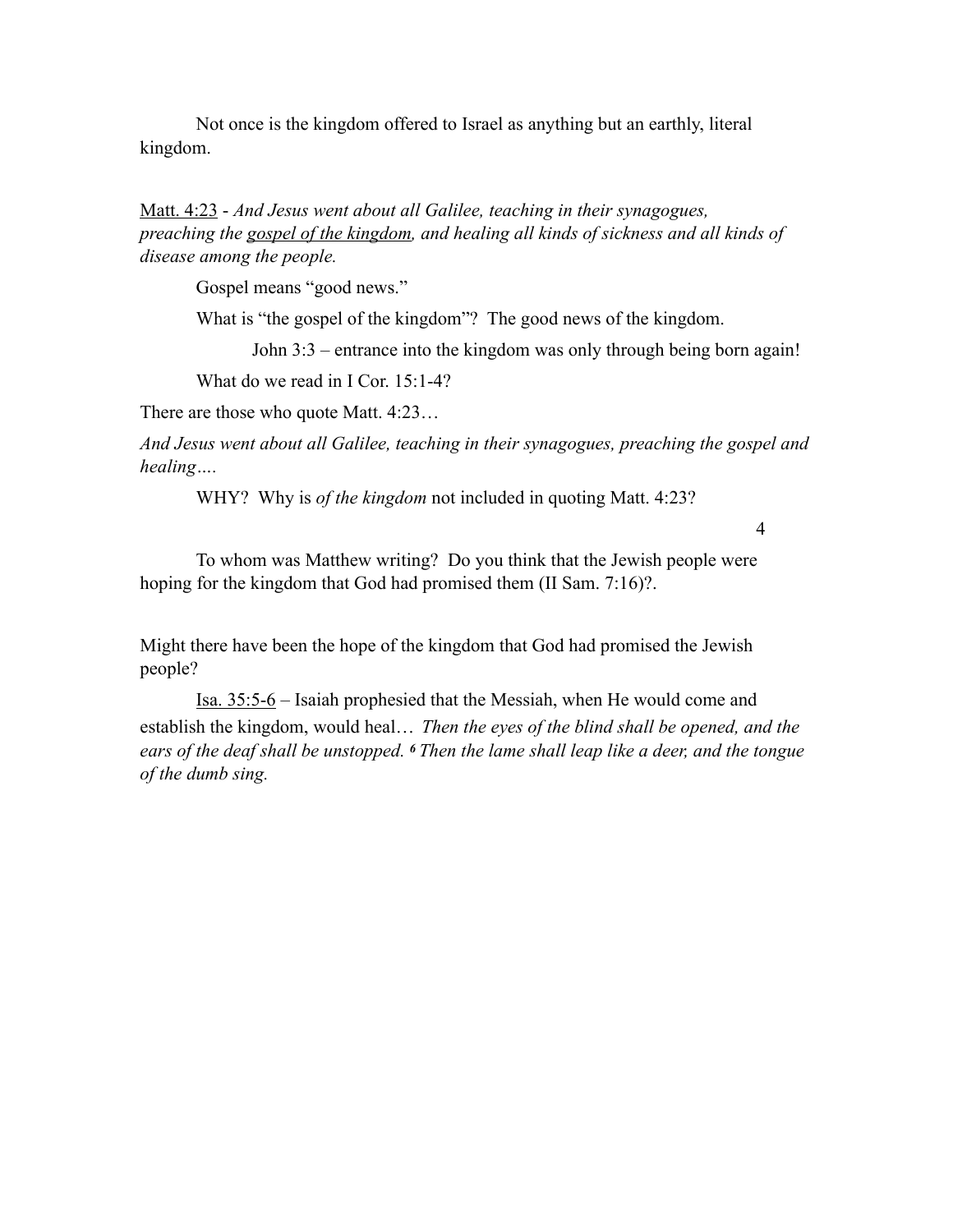Not once is the kingdom offered to Israel as anything but an earthly, literal kingdom.

Matt. 4:23 - *And Jesus went about all Galilee, teaching in their synagogues, preaching the gospel of the kingdom, and healing all kinds of sickness and all kinds of disease among the people.*

Gospel means "good news."

What is "the gospel of the kingdom"? The good news of the kingdom.

John 3:3 – entrance into the kingdom was only through being born again!

What do we read in I Cor. 15:1-4?

There are those who quote Matt. 4:23…

*And Jesus went about all Galilee, teaching in their synagogues, preaching the gospel and healing….*

WHY? Why is *of the kingdom* not included in quoting Matt. 4:23?

To whom was Matthew writing? Do you think that the Jewish people were hoping for the kingdom that God had promised them (II Sam. 7:16)?.

Might there have been the hope of the kingdom that God had promised the Jewish people?

Isa. 35:5-6 – Isaiah prophesied that the Messiah, when He would come and establish the kingdom, would heal… *Then the eyes of the blind shall be opened, and the ears of the deaf shall be unstopped.* ***6*** *Then the lame shall leap like a deer, and the tongue of the dumb sing.*